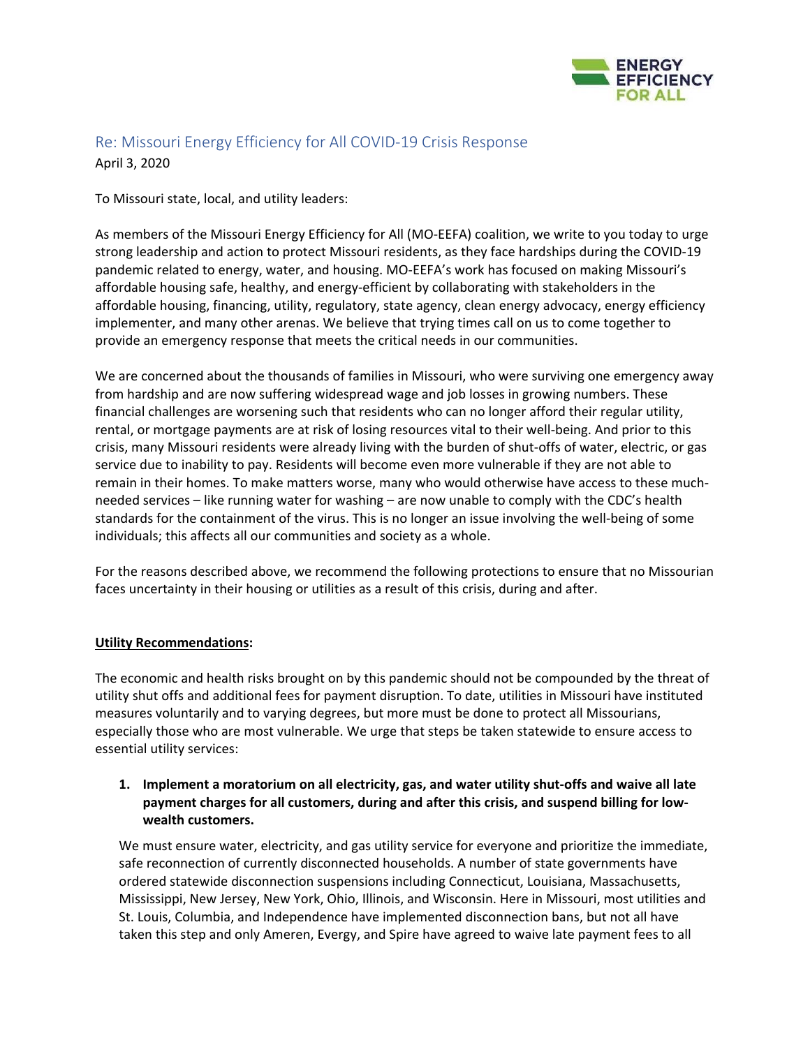ENERGY EFFICIENCY FOR ALL

## Re: Missouri Energy Efficiency for All COVID-19 Crisis Response

April 3, 2020

To Missouri state, local, and utility leaders:

As members of the Missouri Energy Efficiency for All (MO-EEFA) coalition, we write to you today to urge strong leadership and action to protect Missouri residents, as they face hardships during the COVID-19 pandemic related to energy, water, and housing. MO-EEFA's work has focused on making Missouri's affordable housing safe, healthy, and energy-efficient by collaborating with stakeholders in the affordable housing, financing, utility, regulatory, state agency, clean energy advocacy, energy efficiency implementer, and many other arenas. We believe that trying times call on us to come together to provide an emergency response that meets the critical needs in our communities.

We are concerned about the thousands of families in Missouri, who were surviving one emergency away from hardship and are now suffering widespread wage and job losses in growing numbers. These financial challenges are worsening such that residents who can no longer afford their regular utility, rental, or mortgage payments are at risk of losing resources vital to their well-being. And prior to this crisis, many Missouri residents were already living with the burden of shut-offs of water, electric, or gas service due to inability to pay. Residents will become even more vulnerable if they are not able to remain in their homes. To make matters worse, many who would otherwise have access to these much-needed services – like running water for washing – are now unable to comply with the CDC's health standards for the containment of the virus. This is no longer an issue involving the well-being of some individuals; this affects all our communities and society as a whole.

For the reasons described above, we recommend the following protections to ensure that no Missourian faces uncertainty in their housing or utilities as a result of this crisis, during and after.

**Utility Recommendations:**

The economic and health risks brought on by this pandemic should not be compounded by the threat of utility shut offs and additional fees for payment disruption. To date, utilities in Missouri have instituted measures voluntarily and to varying degrees, but more must be done to protect all Missourians, especially those who are most vulnerable. We urge that steps be taken statewide to ensure access to essential utility services:

1. **Implement a moratorium on all electricity, gas, and water utility shut-offs and waive all late payment charges for all customers, during and after this crisis, and suspend billing for low-wealth customers.**

   We must ensure water, electricity, and gas utility service for everyone and prioritize the immediate, safe reconnection of currently disconnected households. A number of state governments have ordered statewide disconnection suspensions including Connecticut, Louisiana, Massachusetts, Mississippi, New Jersey, New York, Ohio, Illinois, and Wisconsin. Here in Missouri, most utilities and St. Louis, Columbia, and Independence have implemented disconnection bans, but not all have taken this step and only Ameren, Evergy, and Spire have agreed to waive late payment fees to all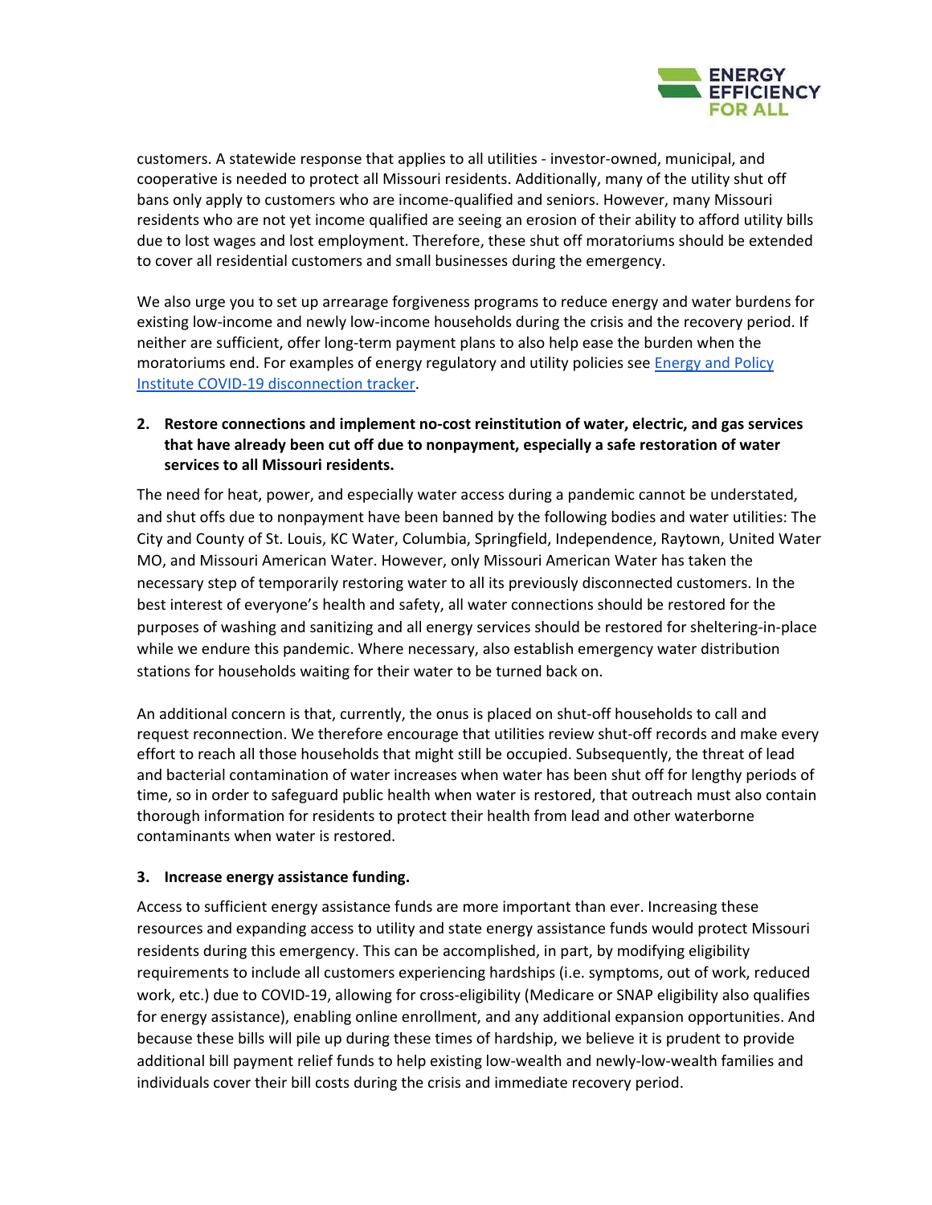customers. A statewide response that applies to all utilities - investor-owned, municipal, and cooperative is needed to protect all Missouri residents. Additionally, many of the utility shut off bans only apply to customers who are income-qualified and seniors. However, many Missouri residents who are not yet income qualified are seeing an erosion of their ability to afford utility bills due to lost wages and lost employment. Therefore, these shut off moratoriums should be extended to cover all residential customers and small businesses during the emergency.

We also urge you to set up arrearage forgiveness programs to reduce energy and water burdens for existing low-income and newly low-income households during the crisis and the recovery period. If neither are sufficient, offer long-term payment plans to also help ease the burden when the moratoriums end. For examples of energy regulatory and utility policies see Energy and Policy Institute COVID-19 disconnection tracker.

**2. Restore connections and implement no-cost reinstitution of water, electric, and gas services that have already been cut off due to nonpayment, especially a safe restoration of water services to all Missouri residents.**

The need for heat, power, and especially water access during a pandemic cannot be understated, and shut offs due to nonpayment have been banned by the following bodies and water utilities: The City and County of St. Louis, KC Water, Columbia, Springfield, Independence, Raytown, United Water MO, and Missouri American Water. However, only Missouri American Water has taken the necessary step of temporarily restoring water to all its previously disconnected customers. In the best interest of everyone's health and safety, all water connections should be restored for the purposes of washing and sanitizing and all energy services should be restored for sheltering-in-place while we endure this pandemic. Where necessary, also establish emergency water distribution stations for households waiting for their water to be turned back on.

An additional concern is that, currently, the onus is placed on shut-off households to call and request reconnection. We therefore encourage that utilities review shut-off records and make every effort to reach all those households that might still be occupied. Subsequently, the threat of lead and bacterial contamination of water increases when water has been shut off for lengthy periods of time, so in order to safeguard public health when water is restored, that outreach must also contain thorough information for residents to protect their health from lead and other waterborne contaminants when water is restored.

**3. Increase energy assistance funding.**

Access to sufficient energy assistance funds are more important than ever. Increasing these resources and expanding access to utility and state energy assistance funds would protect Missouri residents during this emergency. This can be accomplished, in part, by modifying eligibility requirements to include all customers experiencing hardships (i.e. symptoms, out of work, reduced work, etc.) due to COVID-19, allowing for cross-eligibility (Medicare or SNAP eligibility also qualifies for energy assistance), enabling online enrollment, and any additional expansion opportunities. And because these bills will pile up during these times of hardship, we believe it is prudent to provide additional bill payment relief funds to help existing low-wealth and newly-low-wealth families and individuals cover their bill costs during the crisis and immediate recovery period.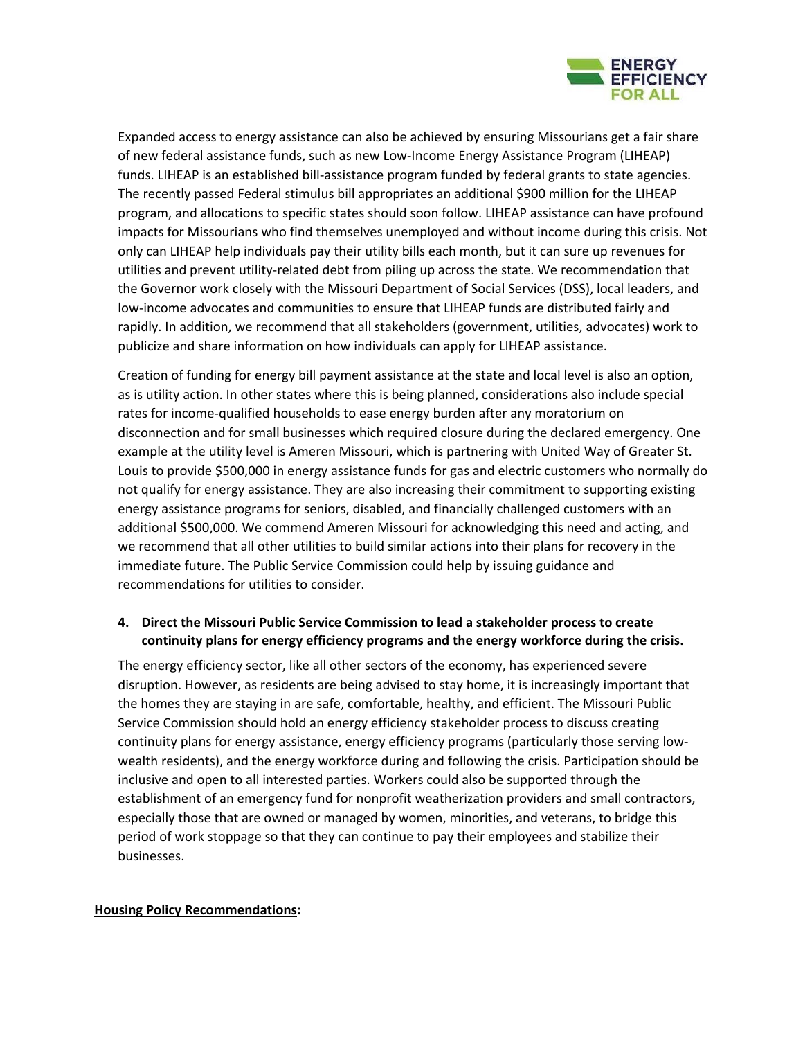Expanded access to energy assistance can also be achieved by ensuring Missourians get a fair share of new federal assistance funds, such as new Low-Income Energy Assistance Program (LIHEAP) funds. LIHEAP is an established bill-assistance program funded by federal grants to state agencies. The recently passed Federal stimulus bill appropriates an additional $900 million for the LIHEAP program, and allocations to specific states should soon follow. LIHEAP assistance can have profound impacts for Missourians who find themselves unemployed and without income during this crisis. Not only can LIHEAP help individuals pay their utility bills each month, but it can sure up revenues for utilities and prevent utility-related debt from piling up across the state. We recommendation that the Governor work closely with the Missouri Department of Social Services (DSS), local leaders, and low-income advocates and communities to ensure that LIHEAP funds are distributed fairly and rapidly. In addition, we recommend that all stakeholders (government, utilities, advocates) work to publicize and share information on how individuals can apply for LIHEAP assistance.

Creation of funding for energy bill payment assistance at the state and local level is also an option, as is utility action. In other states where this is being planned, considerations also include special rates for income-qualified households to ease energy burden after any moratorium on disconnection and for small businesses which required closure during the declared emergency. One example at the utility level is Ameren Missouri, which is partnering with United Way of Greater St. Louis to provide $500,000 in energy assistance funds for gas and electric customers who normally do not qualify for energy assistance. They are also increasing their commitment to supporting existing energy assistance programs for seniors, disabled, and financially challenged customers with an additional $500,000. We commend Ameren Missouri for acknowledging this need and acting, and we recommend that all other utilities to build similar actions into their plans for recovery in the immediate future. The Public Service Commission could help by issuing guidance and recommendations for utilities to consider.

4. **Direct the Missouri Public Service Commission to lead a stakeholder process to create continuity plans for energy efficiency programs and the energy workforce during the crisis.**

The energy efficiency sector, like all other sectors of the economy, has experienced severe disruption. However, as residents are being advised to stay home, it is increasingly important that the homes they are staying in are safe, comfortable, healthy, and efficient. The Missouri Public Service Commission should hold an energy efficiency stakeholder process to discuss creating continuity plans for energy assistance, energy efficiency programs (particularly those serving low-wealth residents), and the energy workforce during and following the crisis. Participation should be inclusive and open to all interested parties. Workers could also be supported through the establishment of an emergency fund for nonprofit weatherization providers and small contractors, especially those that are owned or managed by women, minorities, and veterans, to bridge this period of work stoppage so that they can continue to pay their employees and stabilize their businesses.

**Housing Policy Recommendations:**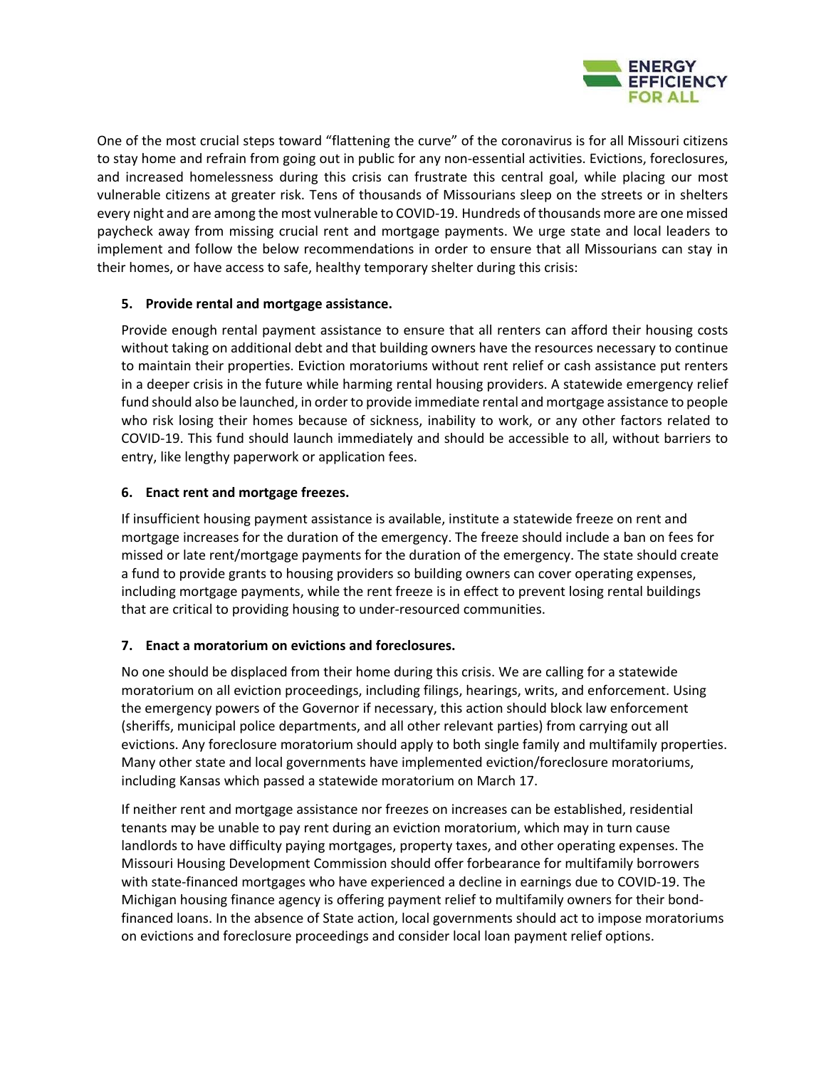One of the most crucial steps toward "flattening the curve" of the coronavirus is for all Missouri citizens to stay home and refrain from going out in public for any non-essential activities. Evictions, foreclosures, and increased homelessness during this crisis can frustrate this central goal, while placing our most vulnerable citizens at greater risk. Tens of thousands of Missourians sleep on the streets or in shelters every night and are among the most vulnerable to COVID-19. Hundreds of thousands more are one missed paycheck away from missing crucial rent and mortgage payments. We urge state and local leaders to implement and follow the below recommendations in order to ensure that all Missourians can stay in their homes, or have access to safe, healthy temporary shelter during this crisis:

5. **Provide rental and mortgage assistance.**

   Provide enough rental payment assistance to ensure that all renters can afford their housing costs without taking on additional debt and that building owners have the resources necessary to continue to maintain their properties. Eviction moratoriums without rent relief or cash assistance put renters in a deeper crisis in the future while harming rental housing providers. A statewide emergency relief fund should also be launched, in order to provide immediate rental and mortgage assistance to people who risk losing their homes because of sickness, inability to work, or any other factors related to COVID-19. This fund should launch immediately and should be accessible to all, without barriers to entry, like lengthy paperwork or application fees.

6. **Enact rent and mortgage freezes.**

   If insufficient housing payment assistance is available, institute a statewide freeze on rent and mortgage increases for the duration of the emergency. The freeze should include a ban on fees for missed or late rent/mortgage payments for the duration of the emergency. The state should create a fund to provide grants to housing providers so building owners can cover operating expenses, including mortgage payments, while the rent freeze is in effect to prevent losing rental buildings that are critical to providing housing to under-resourced communities.

7. **Enact a moratorium on evictions and foreclosures.**

   No one should be displaced from their home during this crisis. We are calling for a statewide moratorium on all eviction proceedings, including filings, hearings, writs, and enforcement. Using the emergency powers of the Governor if necessary, this action should block law enforcement (sheriffs, municipal police departments, and all other relevant parties) from carrying out all evictions. Any foreclosure moratorium should apply to both single family and multifamily properties. Many other state and local governments have implemented eviction/foreclosure moratoriums, including Kansas which passed a statewide moratorium on March 17.

   If neither rent and mortgage assistance nor freezes on increases can be established, residential tenants may be unable to pay rent during an eviction moratorium, which may in turn cause landlords to have difficulty paying mortgages, property taxes, and other operating expenses. The Missouri Housing Development Commission should offer forbearance for multifamily borrowers with state-financed mortgages who have experienced a decline in earnings due to COVID-19. The Michigan housing finance agency is offering payment relief to multifamily owners for their bond-financed loans. In the absence of State action, local governments should act to impose moratoriums on evictions and foreclosure proceedings and consider local loan payment relief options.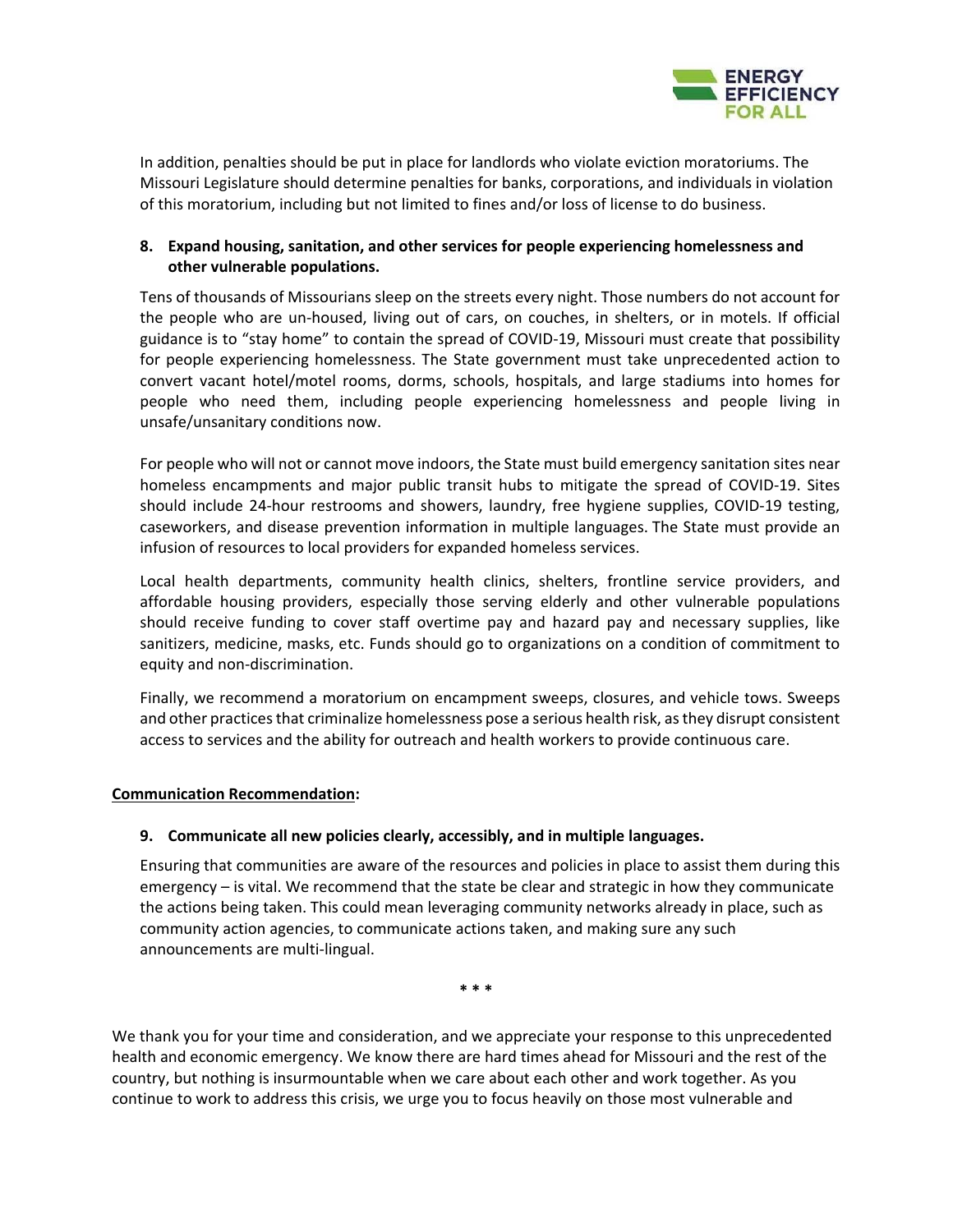In addition, penalties should be put in place for landlords who violate eviction moratoriums. The Missouri Legislature should determine penalties for banks, corporations, and individuals in violation of this moratorium, including but not limited to fines and/or loss of license to do business.

**8. Expand housing, sanitation, and other services for people experiencing homelessness and other vulnerable populations.**

Tens of thousands of Missourians sleep on the streets every night. Those numbers do not account for the people who are un-housed, living out of cars, on couches, in shelters, or in motels. If official guidance is to "stay home" to contain the spread of COVID-19, Missouri must create that possibility for people experiencing homelessness. The State government must take unprecedented action to convert vacant hotel/motel rooms, dorms, schools, hospitals, and large stadiums into homes for people who need them, including people experiencing homelessness and people living in unsafe/unsanitary conditions now.

For people who will not or cannot move indoors, the State must build emergency sanitation sites near homeless encampments and major public transit hubs to mitigate the spread of COVID-19. Sites should include 24-hour restrooms and showers, laundry, free hygiene supplies, COVID-19 testing, caseworkers, and disease prevention information in multiple languages. The State must provide an infusion of resources to local providers for expanded homeless services.

Local health departments, community health clinics, shelters, frontline service providers, and affordable housing providers, especially those serving elderly and other vulnerable populations should receive funding to cover staff overtime pay and hazard pay and necessary supplies, like sanitizers, medicine, masks, etc. Funds should go to organizations on a condition of commitment to equity and non-discrimination.

Finally, we recommend a moratorium on encampment sweeps, closures, and vehicle tows. Sweeps and other practices that criminalize homelessness pose a serious health risk, as they disrupt consistent access to services and the ability for outreach and health workers to provide continuous care.

**Communication Recommendation:**

**9. Communicate all new policies clearly, accessibly, and in multiple languages.**

Ensuring that communities are aware of the resources and policies in place to assist them during this emergency – is vital. We recommend that the state be clear and strategic in how they communicate the actions being taken. This could mean leveraging community networks already in place, such as community action agencies, to communicate actions taken, and making sure any such announcements are multi-lingual.

\* \* \*

We thank you for your time and consideration, and we appreciate your response to this unprecedented health and economic emergency. We know there are hard times ahead for Missouri and the rest of the country, but nothing is insurmountable when we care about each other and work together. As you continue to work to address this crisis, we urge you to focus heavily on those most vulnerable and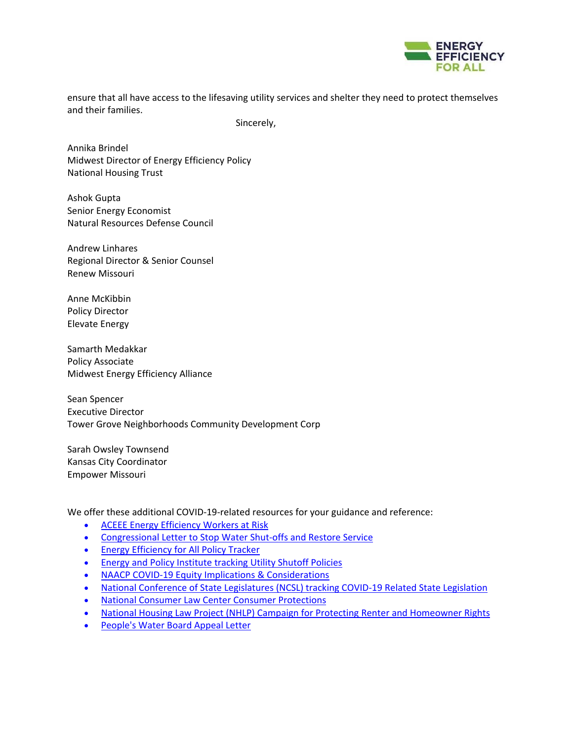ensure that all have access to the lifesaving utility services and shelter they need to protect themselves and their families.

Sincerely,

Annika Brindel
Midwest Director of Energy Efficiency Policy
National Housing Trust

Ashok Gupta
Senior Energy Economist
Natural Resources Defense Council

Andrew Linhares
Regional Director & Senior Counsel
Renew Missouri

Anne McKibbin
Policy Director
Elevate Energy

Samarth Medakkar
Policy Associate
Midwest Energy Efficiency Alliance

Sean Spencer
Executive Director
Tower Grove Neighborhoods Community Development Corp

Sarah Owsley Townsend
Kansas City Coordinator
Empower Missouri

We offer these additional COVID-19-related resources for your guidance and reference:

- ACEEE Energy Efficiency Workers at Risk
- Congressional Letter to Stop Water Shut-offs and Restore Service
- Energy Efficiency for All Policy Tracker
- Energy and Policy Institute tracking Utility Shutoff Policies
- NAACP COVID-19 Equity Implications & Considerations
- National Conference of State Legislatures (NCSL) tracking COVID-19 Related State Legislation
- National Consumer Law Center Consumer Protections
- National Housing Law Project (NHLP) Campaign for Protecting Renter and Homeowner Rights
- People's Water Board Appeal Letter